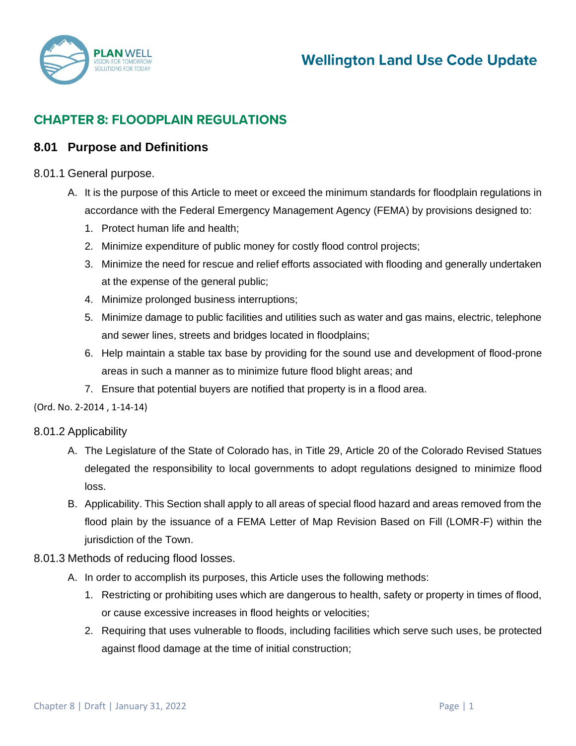# CHAPTER 8: FLOODPLAIN REGULATIONS

## 8.01 Purpose and Definitions

### 8.01.1 General purpose.

A. It is the purpose of this Article to meet or exceed the minimum standards for floodplain regulations in accordance with the Federal Emergency Management Agency (FEMA) by provisions designed to:

1. Protect human life and health;
2. Minimize expenditure of public money for costly flood control projects;
3. Minimize the need for rescue and relief efforts associated with flooding and generally undertaken at the expense of the general public;
4. Minimize prolonged business interruptions;
5. Minimize damage to public facilities and utilities such as water and gas mains, electric, telephone and sewer lines, streets and bridges located in floodplains;
6. Help maintain a stable tax base by providing for the sound use and development of flood-prone areas in such a manner as to minimize future flood blight areas; and
7. Ensure that potential buyers are notified that property is in a flood area.

(Ord. No. 2-2014 , 1-14-14)

### 8.01.2 Applicability

A. The Legislature of the State of Colorado has, in Title 29, Article 20 of the Colorado Revised Statues delegated the responsibility to local governments to adopt regulations designed to minimize flood loss.

B. Applicability. This Section shall apply to all areas of special flood hazard and areas removed from the flood plain by the issuance of a FEMA Letter of Map Revision Based on Fill (LOMR-F) within the jurisdiction of the Town.

### 8.01.3 Methods of reducing flood losses.

A. In order to accomplish its purposes, this Article uses the following methods:

1. Restricting or prohibiting uses which are dangerous to health, safety or property in times of flood, or cause excessive increases in flood heights or velocities;
2. Requiring that uses vulnerable to floods, including facilities which serve such uses, be protected against flood damage at the time of initial construction;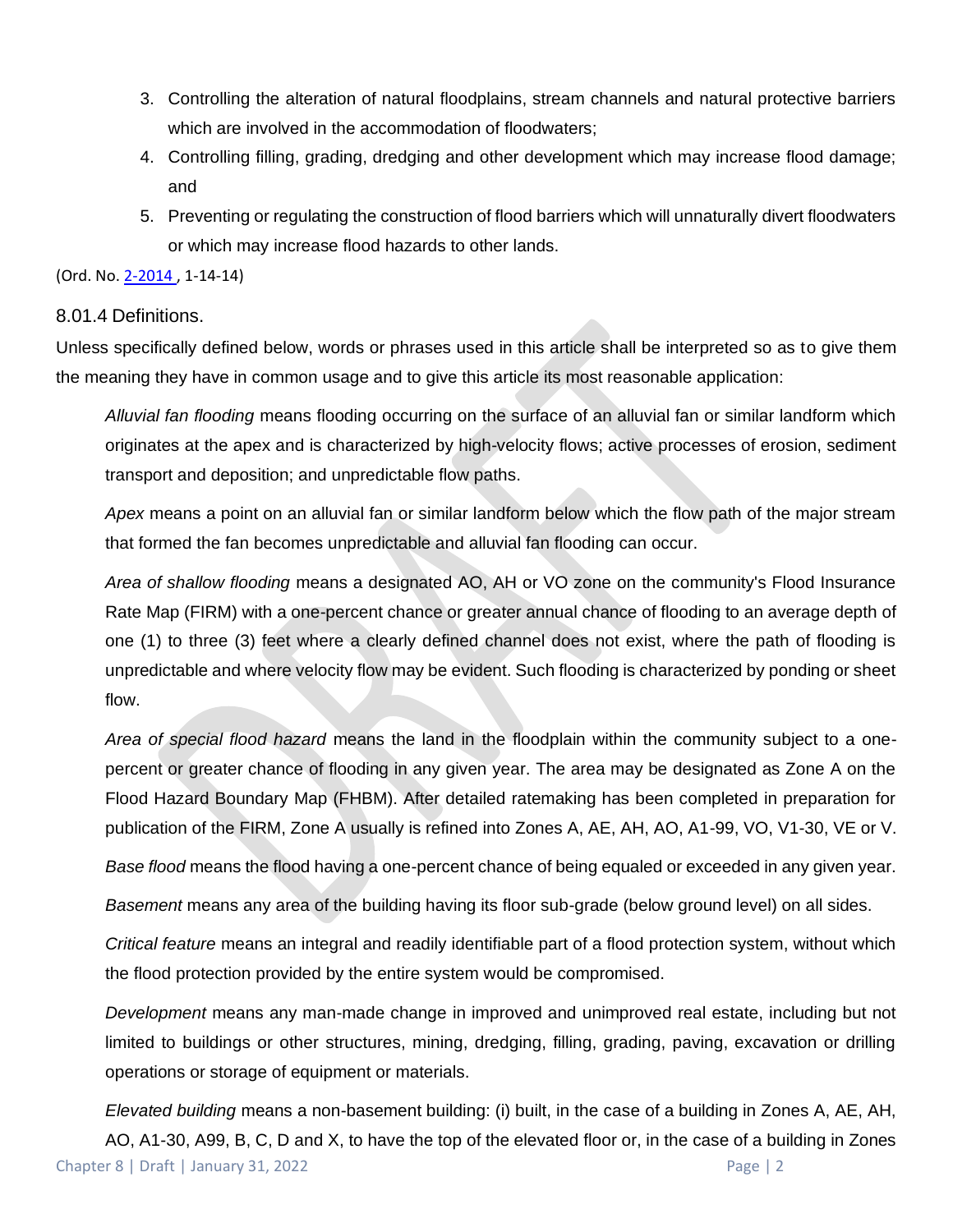3. Controlling the alteration of natural floodplains, stream channels and natural protective barriers which are involved in the accommodation of floodwaters;
4. Controlling filling, grading, dredging and other development which may increase flood damage; and
5. Preventing or regulating the construction of flood barriers which will unnaturally divert floodwaters or which may increase flood hazards to other lands.

(Ord. No. 2-2014 , 1-14-14)

### 8.01.4 Definitions.

Unless specifically defined below, words or phrases used in this article shall be interpreted so as to give them the meaning they have in common usage and to give this article its most reasonable application:

*Alluvial fan flooding* means flooding occurring on the surface of an alluvial fan or similar landform which originates at the apex and is characterized by high-velocity flows; active processes of erosion, sediment transport and deposition; and unpredictable flow paths.

*Apex* means a point on an alluvial fan or similar landform below which the flow path of the major stream that formed the fan becomes unpredictable and alluvial fan flooding can occur.

*Area of shallow flooding* means a designated AO, AH or VO zone on the community's Flood Insurance Rate Map (FIRM) with a one-percent chance or greater annual chance of flooding to an average depth of one (1) to three (3) feet where a clearly defined channel does not exist, where the path of flooding is unpredictable and where velocity flow may be evident. Such flooding is characterized by ponding or sheet flow.

*Area of special flood hazard* means the land in the floodplain within the community subject to a one-percent or greater chance of flooding in any given year. The area may be designated as Zone A on the Flood Hazard Boundary Map (FHBM). After detailed ratemaking has been completed in preparation for publication of the FIRM, Zone A usually is refined into Zones A, AE, AH, AO, A1-99, VO, V1-30, VE or V.

*Base flood* means the flood having a one-percent chance of being equaled or exceeded in any given year.

*Basement* means any area of the building having its floor sub-grade (below ground level) on all sides.

*Critical feature* means an integral and readily identifiable part of a flood protection system, without which the flood protection provided by the entire system would be compromised.

*Development* means any man-made change in improved and unimproved real estate, including but not limited to buildings or other structures, mining, dredging, filling, grading, paving, excavation or drilling operations or storage of equipment or materials.

*Elevated building* means a non-basement building: (i) built, in the case of a building in Zones A, AE, AH, AO, A1-30, A99, B, C, D and X, to have the top of the elevated floor or, in the case of a building in Zones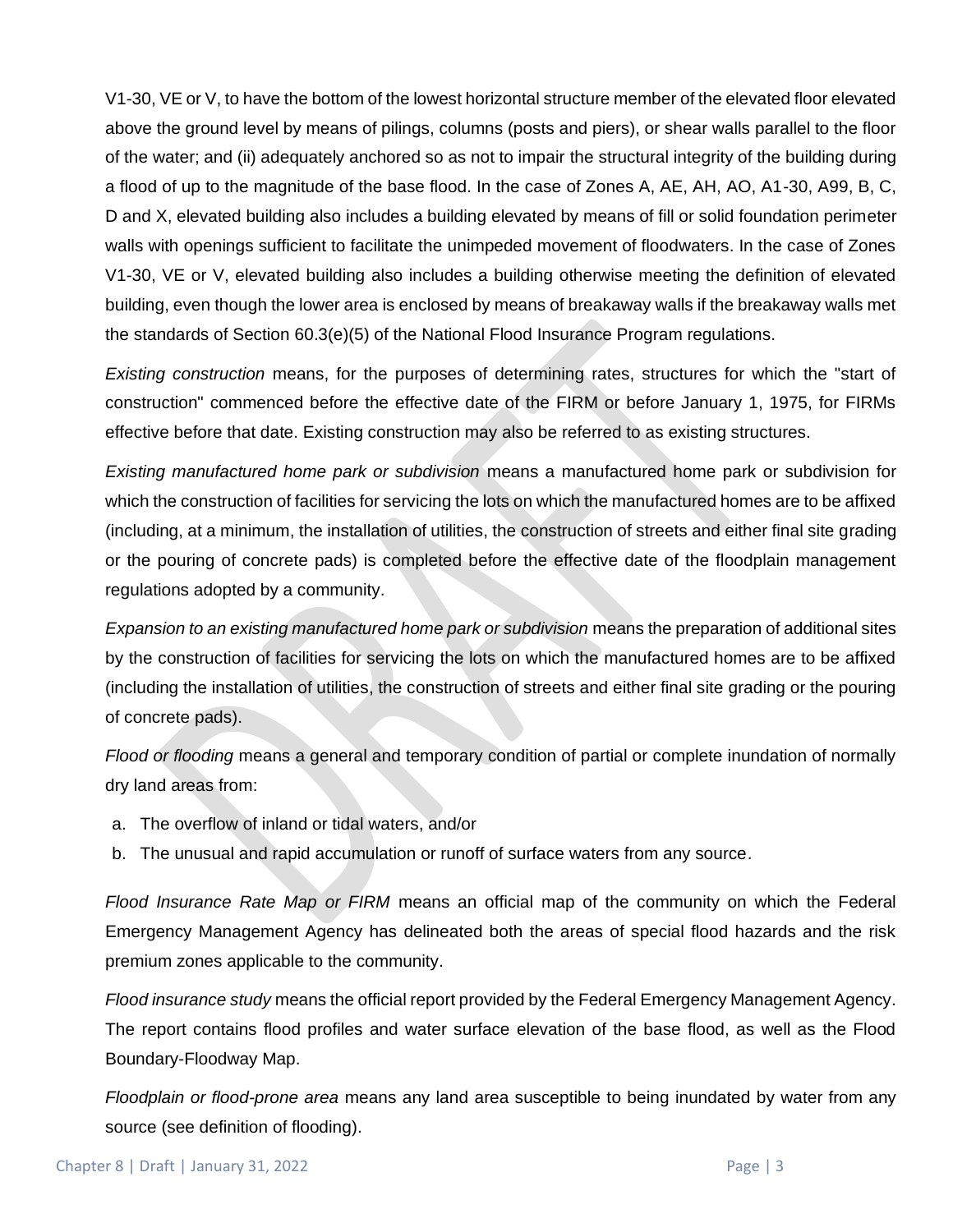V1-30, VE or V, to have the bottom of the lowest horizontal structure member of the elevated floor elevated above the ground level by means of pilings, columns (posts and piers), or shear walls parallel to the floor of the water; and (ii) adequately anchored so as not to impair the structural integrity of the building during a flood of up to the magnitude of the base flood. In the case of Zones A, AE, AH, AO, A1-30, A99, B, C, D and X, elevated building also includes a building elevated by means of fill or solid foundation perimeter walls with openings sufficient to facilitate the unimpeded movement of floodwaters. In the case of Zones V1-30, VE or V, elevated building also includes a building otherwise meeting the definition of elevated building, even though the lower area is enclosed by means of breakaway walls if the breakaway walls met the standards of Section 60.3(e)(5) of the National Flood Insurance Program regulations.

*Existing construction* means, for the purposes of determining rates, structures for which the "start of construction" commenced before the effective date of the FIRM or before January 1, 1975, for FIRMs effective before that date. Existing construction may also be referred to as existing structures.

*Existing manufactured home park or subdivision* means a manufactured home park or subdivision for which the construction of facilities for servicing the lots on which the manufactured homes are to be affixed (including, at a minimum, the installation of utilities, the construction of streets and either final site grading or the pouring of concrete pads) is completed before the effective date of the floodplain management regulations adopted by a community.

*Expansion to an existing manufactured home park or subdivision* means the preparation of additional sites by the construction of facilities for servicing the lots on which the manufactured homes are to be affixed (including the installation of utilities, the construction of streets and either final site grading or the pouring of concrete pads).

*Flood or flooding* means a general and temporary condition of partial or complete inundation of normally dry land areas from:

a. The overflow of inland or tidal waters, and/or
b. The unusual and rapid accumulation or runoff of surface waters from any source.

*Flood Insurance Rate Map or FIRM* means an official map of the community on which the Federal Emergency Management Agency has delineated both the areas of special flood hazards and the risk premium zones applicable to the community.

*Flood insurance study* means the official report provided by the Federal Emergency Management Agency. The report contains flood profiles and water surface elevation of the base flood, as well as the Flood Boundary-Floodway Map.

*Floodplain or flood-prone area* means any land area susceptible to being inundated by water from any source (see definition of flooding).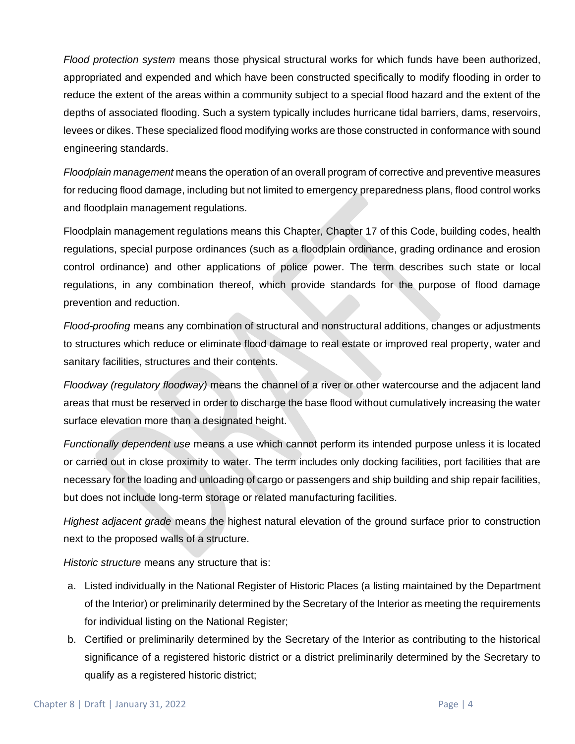*Flood protection system* means those physical structural works for which funds have been authorized, appropriated and expended and which have been constructed specifically to modify flooding in order to reduce the extent of the areas within a community subject to a special flood hazard and the extent of the depths of associated flooding. Such a system typically includes hurricane tidal barriers, dams, reservoirs, levees or dikes. These specialized flood modifying works are those constructed in conformance with sound engineering standards.

*Floodplain management* means the operation of an overall program of corrective and preventive measures for reducing flood damage, including but not limited to emergency preparedness plans, flood control works and floodplain management regulations.

Floodplain management regulations means this Chapter, Chapter 17 of this Code, building codes, health regulations, special purpose ordinances (such as a floodplain ordinance, grading ordinance and erosion control ordinance) and other applications of police power. The term describes such state or local regulations, in any combination thereof, which provide standards for the purpose of flood damage prevention and reduction.

*Flood-proofing* means any combination of structural and nonstructural additions, changes or adjustments to structures which reduce or eliminate flood damage to real estate or improved real property, water and sanitary facilities, structures and their contents.

*Floodway (regulatory floodway)* means the channel of a river or other watercourse and the adjacent land areas that must be reserved in order to discharge the base flood without cumulatively increasing the water surface elevation more than a designated height.

*Functionally dependent use* means a use which cannot perform its intended purpose unless it is located or carried out in close proximity to water. The term includes only docking facilities, port facilities that are necessary for the loading and unloading of cargo or passengers and ship building and ship repair facilities, but does not include long-term storage or related manufacturing facilities.

*Highest adjacent grade* means the highest natural elevation of the ground surface prior to construction next to the proposed walls of a structure.

*Historic structure* means any structure that is:

a. Listed individually in the National Register of Historic Places (a listing maintained by the Department of the Interior) or preliminarily determined by the Secretary of the Interior as meeting the requirements for individual listing on the National Register;
b. Certified or preliminarily determined by the Secretary of the Interior as contributing to the historical significance of a registered historic district or a district preliminarily determined by the Secretary to qualify as a registered historic district;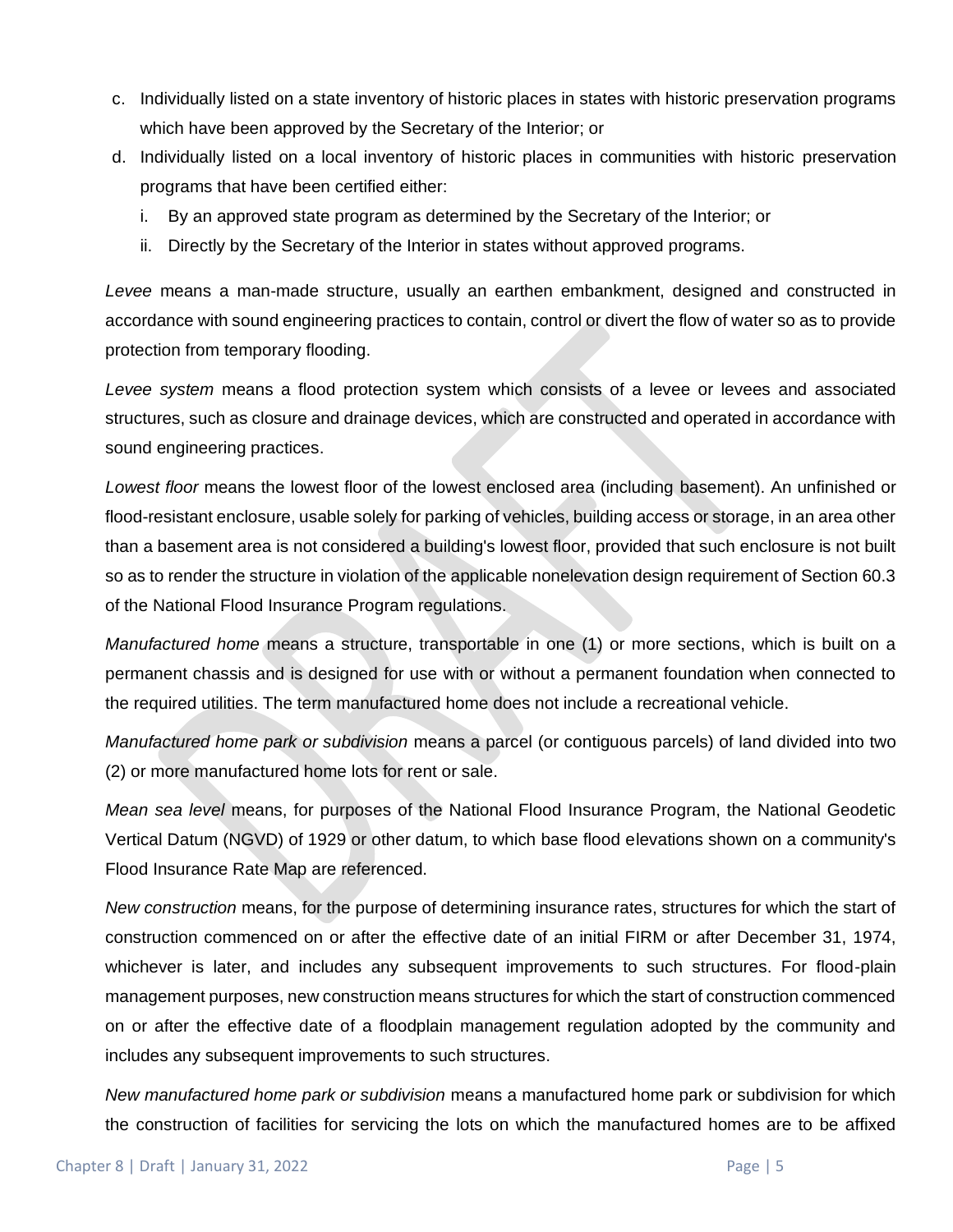c. Individually listed on a state inventory of historic places in states with historic preservation programs which have been approved by the Secretary of the Interior; or
d. Individually listed on a local inventory of historic places in communities with historic preservation programs that have been certified either:
   i. By an approved state program as determined by the Secretary of the Interior; or
   ii. Directly by the Secretary of the Interior in states without approved programs.

*Levee* means a man-made structure, usually an earthen embankment, designed and constructed in accordance with sound engineering practices to contain, control or divert the flow of water so as to provide protection from temporary flooding.

*Levee system* means a flood protection system which consists of a levee or levees and associated structures, such as closure and drainage devices, which are constructed and operated in accordance with sound engineering practices.

*Lowest floor* means the lowest floor of the lowest enclosed area (including basement). An unfinished or flood-resistant enclosure, usable solely for parking of vehicles, building access or storage, in an area other than a basement area is not considered a building's lowest floor, provided that such enclosure is not built so as to render the structure in violation of the applicable nonelevation design requirement of Section 60.3 of the National Flood Insurance Program regulations.

*Manufactured home* means a structure, transportable in one (1) or more sections, which is built on a permanent chassis and is designed for use with or without a permanent foundation when connected to the required utilities. The term manufactured home does not include a recreational vehicle.

*Manufactured home park or subdivision* means a parcel (or contiguous parcels) of land divided into two (2) or more manufactured home lots for rent or sale.

*Mean sea level* means, for purposes of the National Flood Insurance Program, the National Geodetic Vertical Datum (NGVD) of 1929 or other datum, to which base flood elevations shown on a community's Flood Insurance Rate Map are referenced.

*New construction* means, for the purpose of determining insurance rates, structures for which the start of construction commenced on or after the effective date of an initial FIRM or after December 31, 1974, whichever is later, and includes any subsequent improvements to such structures. For flood-plain management purposes, new construction means structures for which the start of construction commenced on or after the effective date of a floodplain management regulation adopted by the community and includes any subsequent improvements to such structures.

*New manufactured home park or subdivision* means a manufactured home park or subdivision for which the construction of facilities for servicing the lots on which the manufactured homes are to be affixed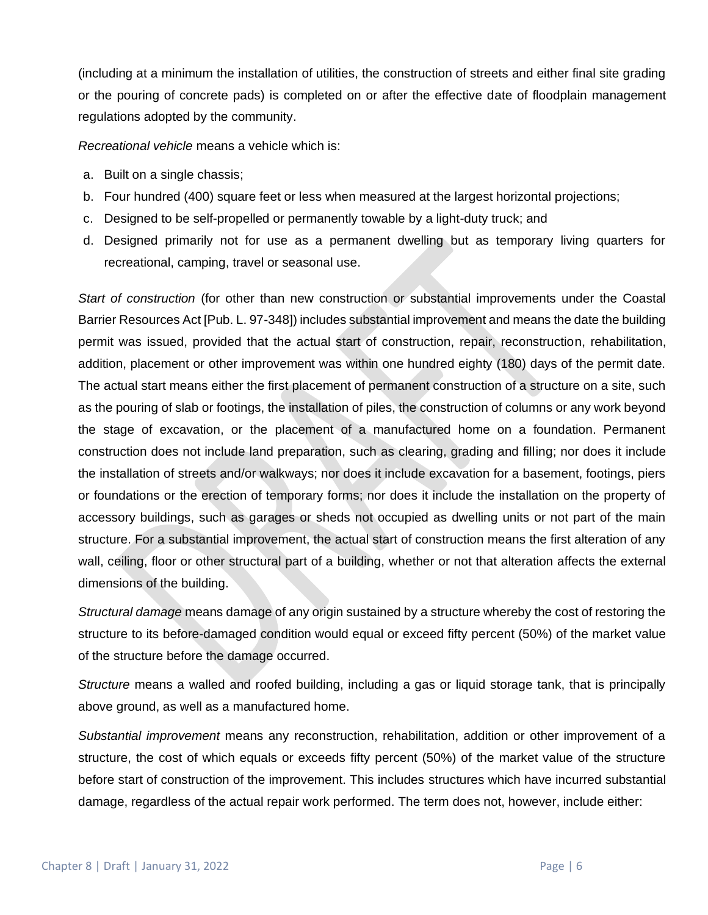(including at a minimum the installation of utilities, the construction of streets and either final site grading or the pouring of concrete pads) is completed on or after the effective date of floodplain management regulations adopted by the community.

*Recreational vehicle* means a vehicle which is:

a. Built on a single chassis;
b. Four hundred (400) square feet or less when measured at the largest horizontal projections;
c. Designed to be self-propelled or permanently towable by a light-duty truck; and
d. Designed primarily not for use as a permanent dwelling but as temporary living quarters for recreational, camping, travel or seasonal use.

*Start of construction* (for other than new construction or substantial improvements under the Coastal Barrier Resources Act [Pub. L. 97-348]) includes substantial improvement and means the date the building permit was issued, provided that the actual start of construction, repair, reconstruction, rehabilitation, addition, placement or other improvement was within one hundred eighty (180) days of the permit date. The actual start means either the first placement of permanent construction of a structure on a site, such as the pouring of slab or footings, the installation of piles, the construction of columns or any work beyond the stage of excavation, or the placement of a manufactured home on a foundation. Permanent construction does not include land preparation, such as clearing, grading and filling; nor does it include the installation of streets and/or walkways; nor does it include excavation for a basement, footings, piers or foundations or the erection of temporary forms; nor does it include the installation on the property of accessory buildings, such as garages or sheds not occupied as dwelling units or not part of the main structure. For a substantial improvement, the actual start of construction means the first alteration of any wall, ceiling, floor or other structural part of a building, whether or not that alteration affects the external dimensions of the building.

*Structural damage* means damage of any origin sustained by a structure whereby the cost of restoring the structure to its before-damaged condition would equal or exceed fifty percent (50%) of the market value of the structure before the damage occurred.

*Structure* means a walled and roofed building, including a gas or liquid storage tank, that is principally above ground, as well as a manufactured home.

*Substantial improvement* means any reconstruction, rehabilitation, addition or other improvement of a structure, the cost of which equals or exceeds fifty percent (50%) of the market value of the structure before start of construction of the improvement. This includes structures which have incurred substantial damage, regardless of the actual repair work performed. The term does not, however, include either: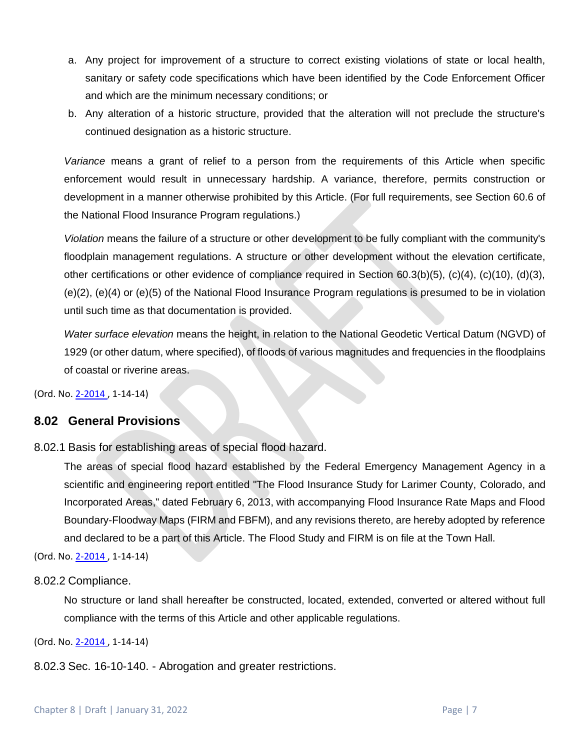a. Any project for improvement of a structure to correct existing violations of state or local health, sanitary or safety code specifications which have been identified by the Code Enforcement Officer and which are the minimum necessary conditions; or
b. Any alteration of a historic structure, provided that the alteration will not preclude the structure's continued designation as a historic structure.

*Variance* means a grant of relief to a person from the requirements of this Article when specific enforcement would result in unnecessary hardship. A variance, therefore, permits construction or development in a manner otherwise prohibited by this Article. (For full requirements, see Section 60.6 of the National Flood Insurance Program regulations.)

*Violation* means the failure of a structure or other development to be fully compliant with the community's floodplain management regulations. A structure or other development without the elevation certificate, other certifications or other evidence of compliance required in Section 60.3(b)(5), (c)(4), (c)(10), (d)(3), (e)(2), (e)(4) or (e)(5) of the National Flood Insurance Program regulations is presumed to be in violation until such time as that documentation is provided.

*Water surface elevation* means the height, in relation to the National Geodetic Vertical Datum (NGVD) of 1929 (or other datum, where specified), of floods of various magnitudes and frequencies in the floodplains of coastal or riverine areas.

(Ord. No. 2-2014 , 1-14-14)

## 8.02 General Provisions

### 8.02.1 Basis for establishing areas of special flood hazard.

The areas of special flood hazard established by the Federal Emergency Management Agency in a scientific and engineering report entitled "The Flood Insurance Study for Larimer County, Colorado, and Incorporated Areas," dated February 6, 2013, with accompanying Flood Insurance Rate Maps and Flood Boundary-Floodway Maps (FIRM and FBFM), and any revisions thereto, are hereby adopted by reference and declared to be a part of this Article. The Flood Study and FIRM is on file at the Town Hall.

(Ord. No. 2-2014 , 1-14-14)

### 8.02.2 Compliance.

No structure or land shall hereafter be constructed, located, extended, converted or altered without full compliance with the terms of this Article and other applicable regulations.

(Ord. No. 2-2014 , 1-14-14)

### 8.02.3 Sec. 16-10-140. - Abrogation and greater restrictions.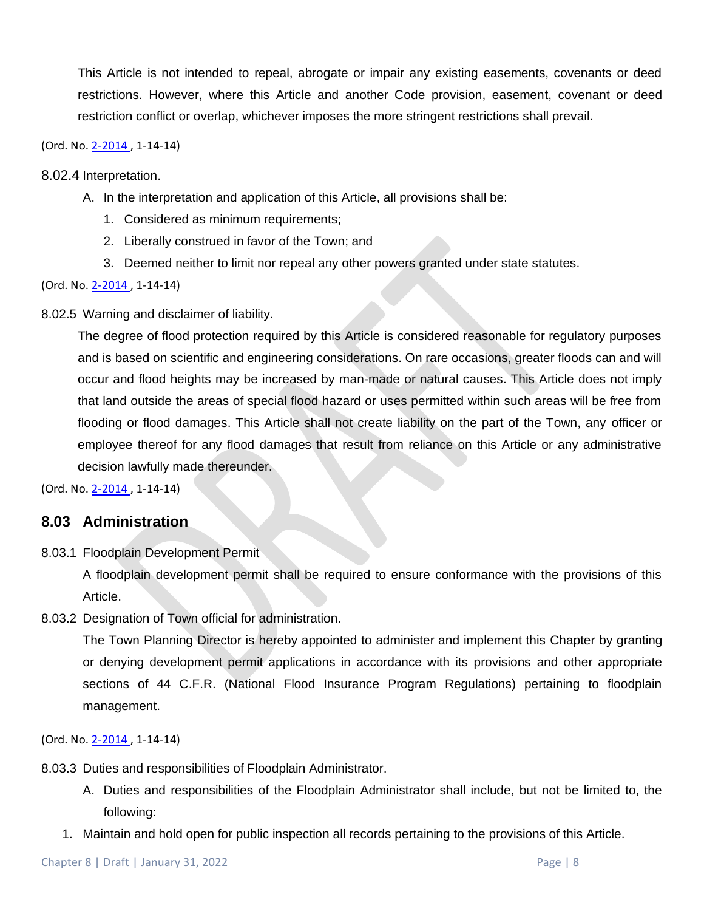This Article is not intended to repeal, abrogate or impair any existing easements, covenants or deed restrictions. However, where this Article and another Code provision, easement, covenant or deed restriction conflict or overlap, whichever imposes the more stringent restrictions shall prevail.

(Ord. No. 2-2014 , 1-14-14)

8.02.4 Interpretation.

A. In the interpretation and application of this Article, all provisions shall be:

1. Considered as minimum requirements;
2. Liberally construed in favor of the Town; and
3. Deemed neither to limit nor repeal any other powers granted under state statutes.

(Ord. No. 2-2014 , 1-14-14)

8.02.5 Warning and disclaimer of liability.

The degree of flood protection required by this Article is considered reasonable for regulatory purposes and is based on scientific and engineering considerations. On rare occasions, greater floods can and will occur and flood heights may be increased by man-made or natural causes. This Article does not imply that land outside the areas of special flood hazard or uses permitted within such areas will be free from flooding or flood damages. This Article shall not create liability on the part of the Town, any officer or employee thereof for any flood damages that result from reliance on this Article or any administrative decision lawfully made thereunder.

(Ord. No. 2-2014 , 1-14-14)

## 8.03 Administration

8.03.1 Floodplain Development Permit

A floodplain development permit shall be required to ensure conformance with the provisions of this Article.

8.03.2 Designation of Town official for administration.

The Town Planning Director is hereby appointed to administer and implement this Chapter by granting or denying development permit applications in accordance with its provisions and other appropriate sections of 44 C.F.R. (National Flood Insurance Program Regulations) pertaining to floodplain management.

(Ord. No. 2-2014 , 1-14-14)

8.03.3 Duties and responsibilities of Floodplain Administrator.

A. Duties and responsibilities of the Floodplain Administrator shall include, but not be limited to, the following:

1. Maintain and hold open for public inspection all records pertaining to the provisions of this Article.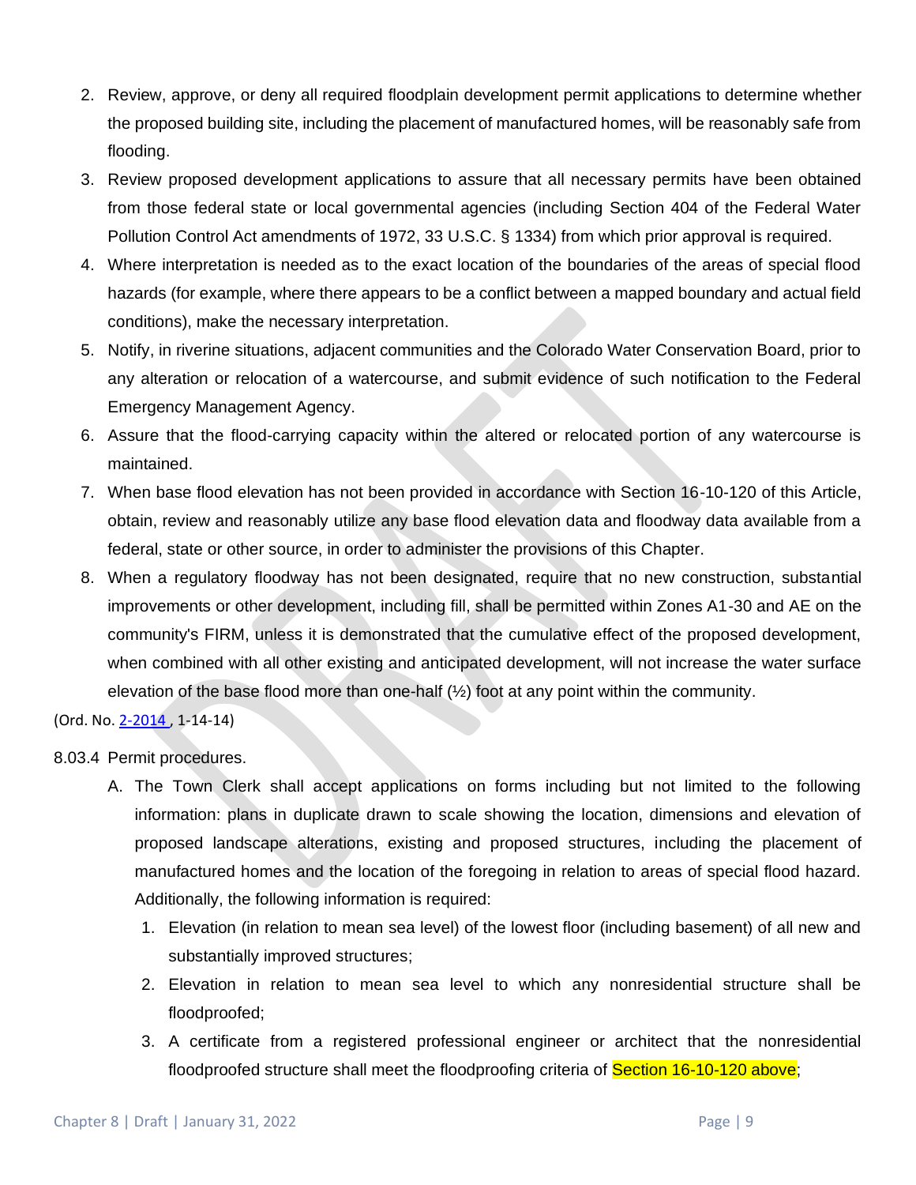2. Review, approve, or deny all required floodplain development permit applications to determine whether the proposed building site, including the placement of manufactured homes, will be reasonably safe from flooding.
3. Review proposed development applications to assure that all necessary permits have been obtained from those federal state or local governmental agencies (including Section 404 of the Federal Water Pollution Control Act amendments of 1972, 33 U.S.C. § 1334) from which prior approval is required.
4. Where interpretation is needed as to the exact location of the boundaries of the areas of special flood hazards (for example, where there appears to be a conflict between a mapped boundary and actual field conditions), make the necessary interpretation.
5. Notify, in riverine situations, adjacent communities and the Colorado Water Conservation Board, prior to any alteration or relocation of a watercourse, and submit evidence of such notification to the Federal Emergency Management Agency.
6. Assure that the flood-carrying capacity within the altered or relocated portion of any watercourse is maintained.
7. When base flood elevation has not been provided in accordance with Section 16-10-120 of this Article, obtain, review and reasonably utilize any base flood elevation data and floodway data available from a federal, state or other source, in order to administer the provisions of this Chapter.
8. When a regulatory floodway has not been designated, require that no new construction, substantial improvements or other development, including fill, shall be permitted within Zones A1-30 and AE on the community's FIRM, unless it is demonstrated that the cumulative effect of the proposed development, when combined with all other existing and anticipated development, will not increase the water surface elevation of the base flood more than one-half (½) foot at any point within the community.

(Ord. No. 2-2014 , 1-14-14)

8.03.4 Permit procedures.

A. The Town Clerk shall accept applications on forms including but not limited to the following information: plans in duplicate drawn to scale showing the location, dimensions and elevation of proposed landscape alterations, existing and proposed structures, including the placement of manufactured homes and the location of the foregoing in relation to areas of special flood hazard. Additionally, the following information is required:

   1. Elevation (in relation to mean sea level) of the lowest floor (including basement) of all new and substantially improved structures;
   2. Elevation in relation to mean sea level to which any nonresidential structure shall be floodproofed;
   3. A certificate from a registered professional engineer or architect that the nonresidential floodproofed structure shall meet the floodproofing criteria of Section 16-10-120 above;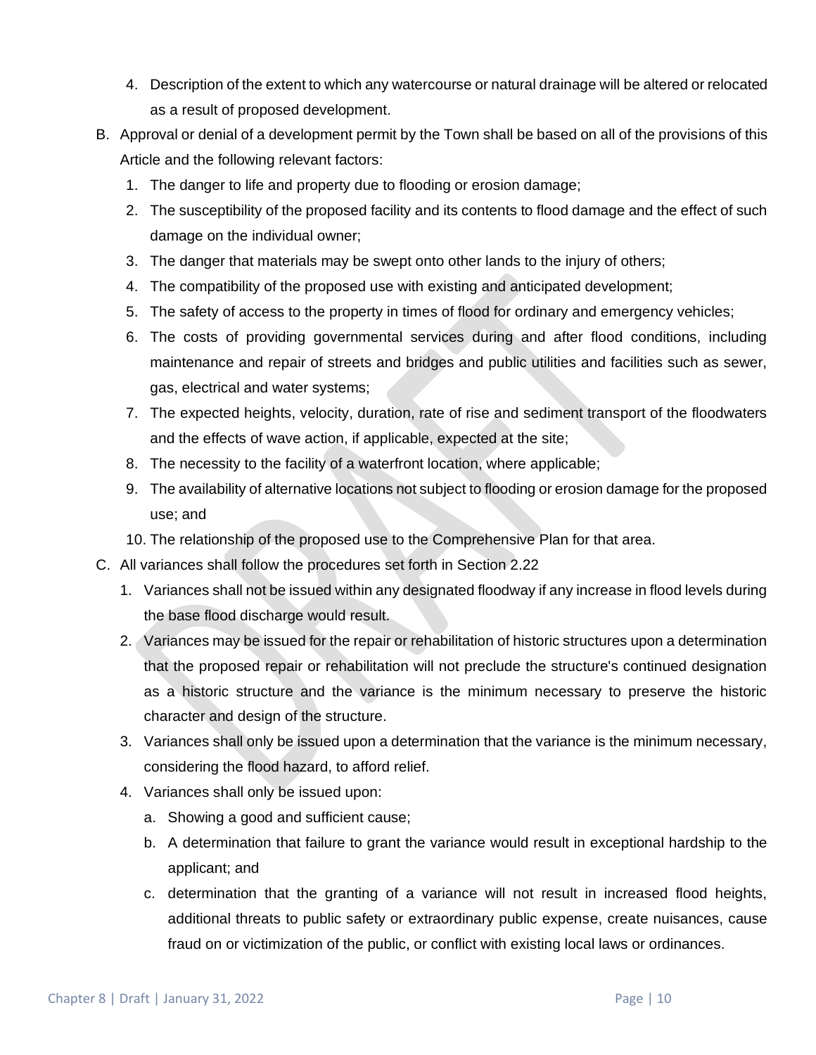4. Description of the extent to which any watercourse or natural drainage will be altered or relocated as a result of proposed development.

B. Approval or denial of a development permit by the Town shall be based on all of the provisions of this Article and the following relevant factors:
   1. The danger to life and property due to flooding or erosion damage;
   2. The susceptibility of the proposed facility and its contents to flood damage and the effect of such damage on the individual owner;
   3. The danger that materials may be swept onto other lands to the injury of others;
   4. The compatibility of the proposed use with existing and anticipated development;
   5. The safety of access to the property in times of flood for ordinary and emergency vehicles;
   6. The costs of providing governmental services during and after flood conditions, including maintenance and repair of streets and bridges and public utilities and facilities such as sewer, gas, electrical and water systems;
   7. The expected heights, velocity, duration, rate of rise and sediment transport of the floodwaters and the effects of wave action, if applicable, expected at the site;
   8. The necessity to the facility of a waterfront location, where applicable;
   9. The availability of alternative locations not subject to flooding or erosion damage for the proposed use; and
   10. The relationship of the proposed use to the Comprehensive Plan for that area.

C. All variances shall follow the procedures set forth in Section 2.22
   1. Variances shall not be issued within any designated floodway if any increase in flood levels during the base flood discharge would result.
   2. Variances may be issued for the repair or rehabilitation of historic structures upon a determination that the proposed repair or rehabilitation will not preclude the structure's continued designation as a historic structure and the variance is the minimum necessary to preserve the historic character and design of the structure.
   3. Variances shall only be issued upon a determination that the variance is the minimum necessary, considering the flood hazard, to afford relief.
   4. Variances shall only be issued upon:
      a. Showing a good and sufficient cause;
      b. A determination that failure to grant the variance would result in exceptional hardship to the applicant; and
      c. determination that the granting of a variance will not result in increased flood heights, additional threats to public safety or extraordinary public expense, create nuisances, cause fraud on or victimization of the public, or conflict with existing local laws or ordinances.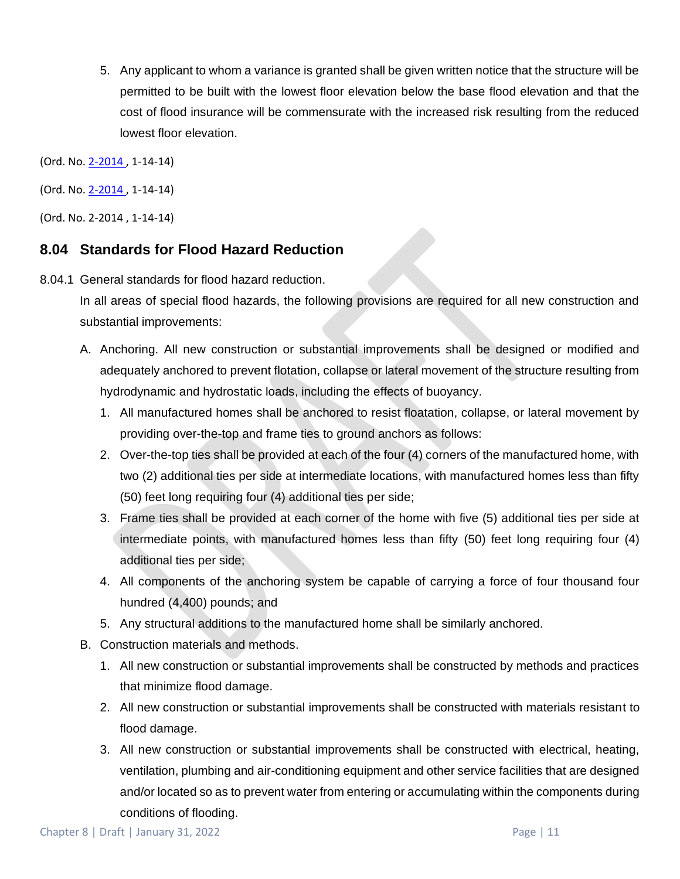5. Any applicant to whom a variance is granted shall be given written notice that the structure will be permitted to be built with the lowest floor elevation below the base flood elevation and that the cost of flood insurance will be commensurate with the increased risk resulting from the reduced lowest floor elevation.

(Ord. No. 2-2014 , 1-14-14)

(Ord. No. 2-2014 , 1-14-14)

(Ord. No. 2-2014 , 1-14-14)

## 8.04 Standards for Flood Hazard Reduction

8.04.1 General standards for flood hazard reduction.

In all areas of special flood hazards, the following provisions are required for all new construction and substantial improvements:

A. Anchoring. All new construction or substantial improvements shall be designed or modified and adequately anchored to prevent flotation, collapse or lateral movement of the structure resulting from hydrodynamic and hydrostatic loads, including the effects of buoyancy.

1. All manufactured homes shall be anchored to resist floatation, collapse, or lateral movement by providing over-the-top and frame ties to ground anchors as follows:
2. Over-the-top ties shall be provided at each of the four (4) corners of the manufactured home, with two (2) additional ties per side at intermediate locations, with manufactured homes less than fifty (50) feet long requiring four (4) additional ties per side;
3. Frame ties shall be provided at each corner of the home with five (5) additional ties per side at intermediate points, with manufactured homes less than fifty (50) feet long requiring four (4) additional ties per side;
4. All components of the anchoring system be capable of carrying a force of four thousand four hundred (4,400) pounds; and
5. Any structural additions to the manufactured home shall be similarly anchored.

B. Construction materials and methods.

1. All new construction or substantial improvements shall be constructed by methods and practices that minimize flood damage.
2. All new construction or substantial improvements shall be constructed with materials resistant to flood damage.
3. All new construction or substantial improvements shall be constructed with electrical, heating, ventilation, plumbing and air-conditioning equipment and other service facilities that are designed and/or located so as to prevent water from entering or accumulating within the components during conditions of flooding.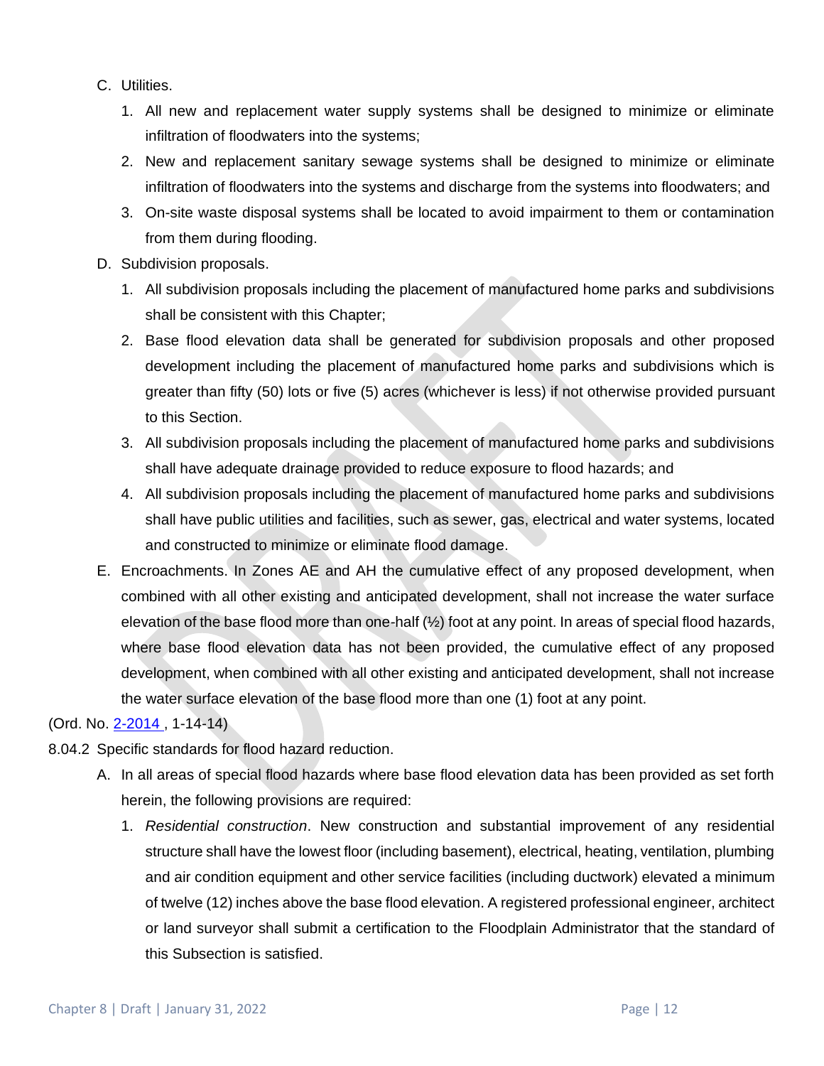C. Utilities.

1. All new and replacement water supply systems shall be designed to minimize or eliminate infiltration of floodwaters into the systems;
2. New and replacement sanitary sewage systems shall be designed to minimize or eliminate infiltration of floodwaters into the systems and discharge from the systems into floodwaters; and
3. On-site waste disposal systems shall be located to avoid impairment to them or contamination from them during flooding.

D. Subdivision proposals.

1. All subdivision proposals including the placement of manufactured home parks and subdivisions shall be consistent with this Chapter;
2. Base flood elevation data shall be generated for subdivision proposals and other proposed development including the placement of manufactured home parks and subdivisions which is greater than fifty (50) lots or five (5) acres (whichever is less) if not otherwise provided pursuant to this Section.
3. All subdivision proposals including the placement of manufactured home parks and subdivisions shall have adequate drainage provided to reduce exposure to flood hazards; and
4. All subdivision proposals including the placement of manufactured home parks and subdivisions shall have public utilities and facilities, such as sewer, gas, electrical and water systems, located and constructed to minimize or eliminate flood damage.

E. Encroachments. In Zones AE and AH the cumulative effect of any proposed development, when combined with all other existing and anticipated development, shall not increase the water surface elevation of the base flood more than one-half (½) foot at any point. In areas of special flood hazards, where base flood elevation data has not been provided, the cumulative effect of any proposed development, when combined with all other existing and anticipated development, shall not increase the water surface elevation of the base flood more than one (1) foot at any point.

(Ord. No. 2-2014 , 1-14-14)

8.04.2 Specific standards for flood hazard reduction.

A. In all areas of special flood hazards where base flood elevation data has been provided as set forth herein, the following provisions are required:

1. *Residential construction*. New construction and substantial improvement of any residential structure shall have the lowest floor (including basement), electrical, heating, ventilation, plumbing and air condition equipment and other service facilities (including ductwork) elevated a minimum of twelve (12) inches above the base flood elevation. A registered professional engineer, architect or land surveyor shall submit a certification to the Floodplain Administrator that the standard of this Subsection is satisfied.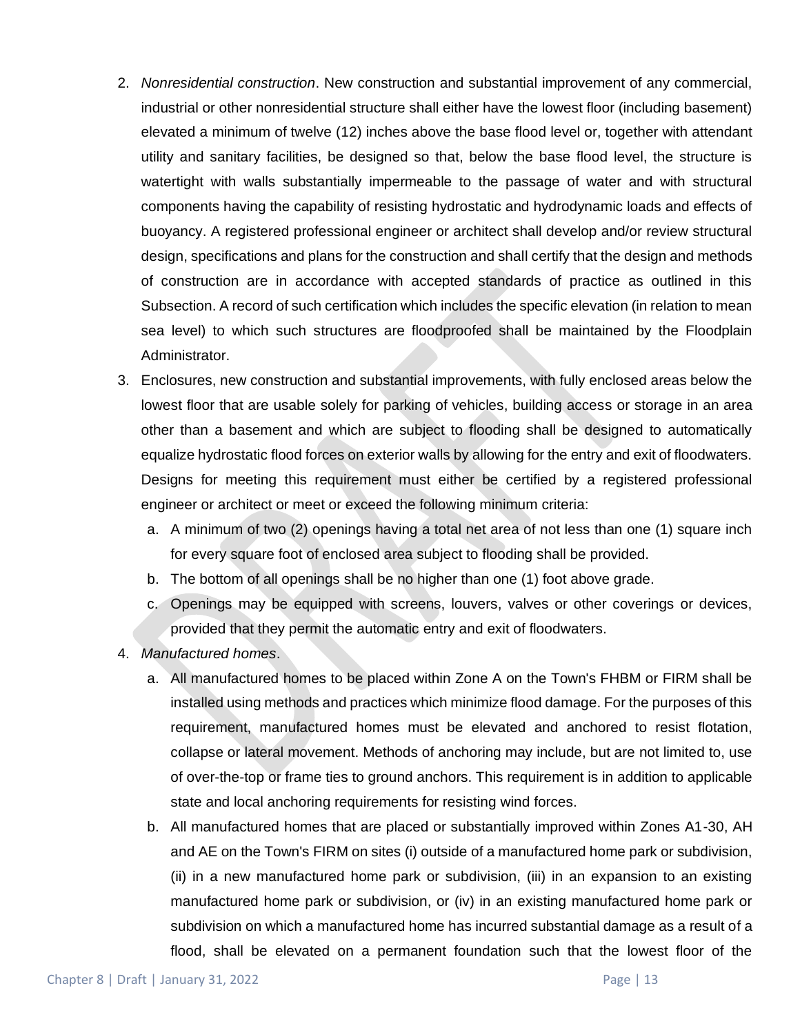2. *Nonresidential construction*. New construction and substantial improvement of any commercial, industrial or other nonresidential structure shall either have the lowest floor (including basement) elevated a minimum of twelve (12) inches above the base flood level or, together with attendant utility and sanitary facilities, be designed so that, below the base flood level, the structure is watertight with walls substantially impermeable to the passage of water and with structural components having the capability of resisting hydrostatic and hydrodynamic loads and effects of buoyancy. A registered professional engineer or architect shall develop and/or review structural design, specifications and plans for the construction and shall certify that the design and methods of construction are in accordance with accepted standards of practice as outlined in this Subsection. A record of such certification which includes the specific elevation (in relation to mean sea level) to which such structures are floodproofed shall be maintained by the Floodplain Administrator.
3. Enclosures, new construction and substantial improvements, with fully enclosed areas below the lowest floor that are usable solely for parking of vehicles, building access or storage in an area other than a basement and which are subject to flooding shall be designed to automatically equalize hydrostatic flood forces on exterior walls by allowing for the entry and exit of floodwaters. Designs for meeting this requirement must either be certified by a registered professional engineer or architect or meet or exceed the following minimum criteria:
   a. A minimum of two (2) openings having a total net area of not less than one (1) square inch for every square foot of enclosed area subject to flooding shall be provided.
   b. The bottom of all openings shall be no higher than one (1) foot above grade.
   c. Openings may be equipped with screens, louvers, valves or other coverings or devices, provided that they permit the automatic entry and exit of floodwaters.
4. *Manufactured homes*.
   a. All manufactured homes to be placed within Zone A on the Town's FHBM or FIRM shall be installed using methods and practices which minimize flood damage. For the purposes of this requirement, manufactured homes must be elevated and anchored to resist flotation, collapse or lateral movement. Methods of anchoring may include, but are not limited to, use of over-the-top or frame ties to ground anchors. This requirement is in addition to applicable state and local anchoring requirements for resisting wind forces.
   b. All manufactured homes that are placed or substantially improved within Zones A1-30, AH and AE on the Town's FIRM on sites (i) outside of a manufactured home park or subdivision, (ii) in a new manufactured home park or subdivision, (iii) in an expansion to an existing manufactured home park or subdivision, or (iv) in an existing manufactured home park or subdivision on which a manufactured home has incurred substantial damage as a result of a flood, shall be elevated on a permanent foundation such that the lowest floor of the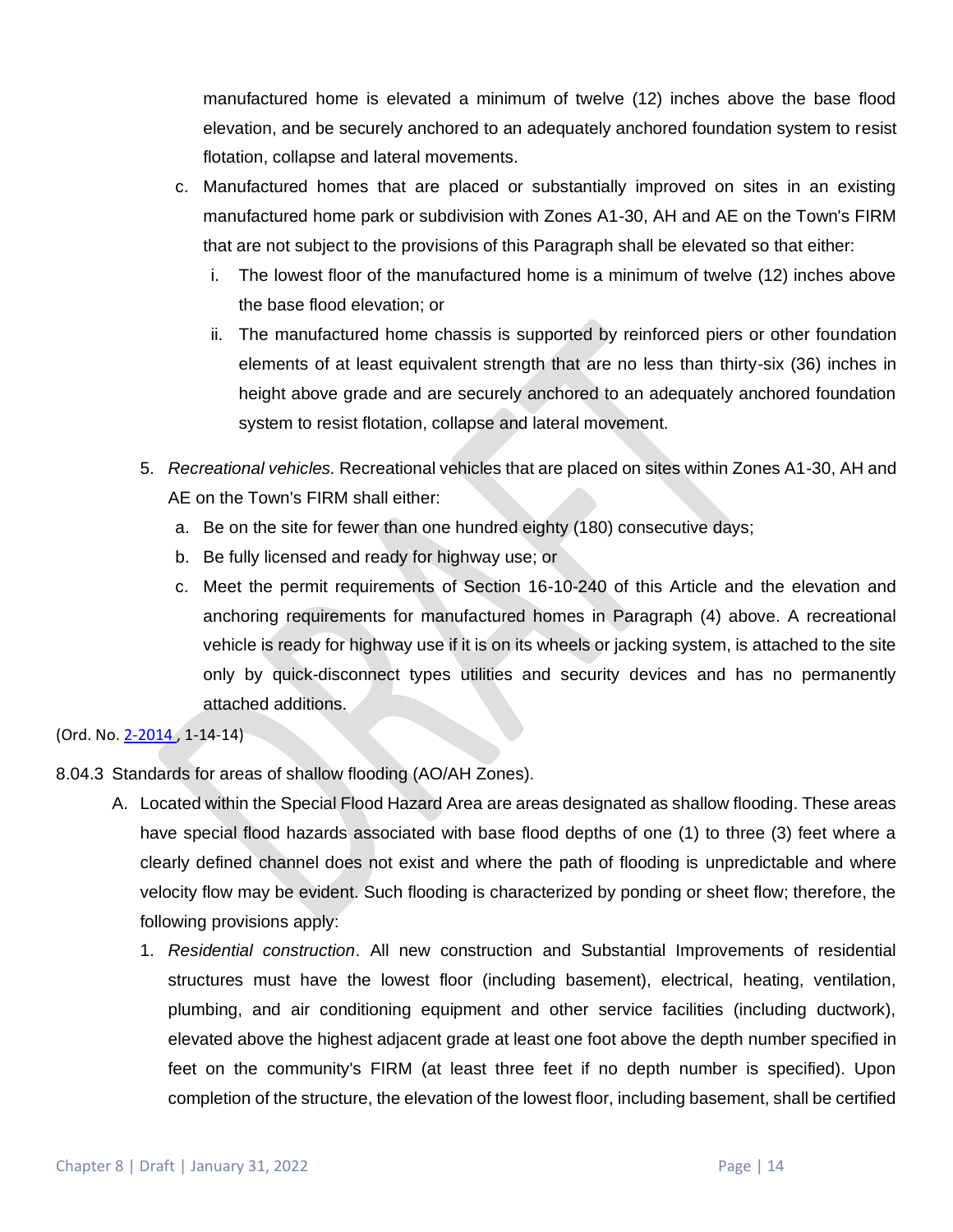manufactured home is elevated a minimum of twelve (12) inches above the base flood elevation, and be securely anchored to an adequately anchored foundation system to resist flotation, collapse and lateral movements.

c. Manufactured homes that are placed or substantially improved on sites in an existing manufactured home park or subdivision with Zones A1-30, AH and AE on the Town's FIRM that are not subject to the provisions of this Paragraph shall be elevated so that either:

i. The lowest floor of the manufactured home is a minimum of twelve (12) inches above the base flood elevation; or

ii. The manufactured home chassis is supported by reinforced piers or other foundation elements of at least equivalent strength that are no less than thirty-six (36) inches in height above grade and are securely anchored to an adequately anchored foundation system to resist flotation, collapse and lateral movement.

5. *Recreational vehicles.* Recreational vehicles that are placed on sites within Zones A1-30, AH and AE on the Town's FIRM shall either:

a. Be on the site for fewer than one hundred eighty (180) consecutive days;

b. Be fully licensed and ready for highway use; or

c. Meet the permit requirements of Section 16-10-240 of this Article and the elevation and anchoring requirements for manufactured homes in Paragraph (4) above. A recreational vehicle is ready for highway use if it is on its wheels or jacking system, is attached to the site only by quick-disconnect types utilities and security devices and has no permanently attached additions.

(Ord. No. 2-2014 , 1-14-14)

8.04.3 Standards for areas of shallow flooding (AO/AH Zones).

A. Located within the Special Flood Hazard Area are areas designated as shallow flooding. These areas have special flood hazards associated with base flood depths of one (1) to three (3) feet where a clearly defined channel does not exist and where the path of flooding is unpredictable and where velocity flow may be evident. Such flooding is characterized by ponding or sheet flow; therefore, the following provisions apply:

1. *Residential construction*. All new construction and Substantial Improvements of residential structures must have the lowest floor (including basement), electrical, heating, ventilation, plumbing, and air conditioning equipment and other service facilities (including ductwork), elevated above the highest adjacent grade at least one foot above the depth number specified in feet on the community's FIRM (at least three feet if no depth number is specified). Upon completion of the structure, the elevation of the lowest floor, including basement, shall be certified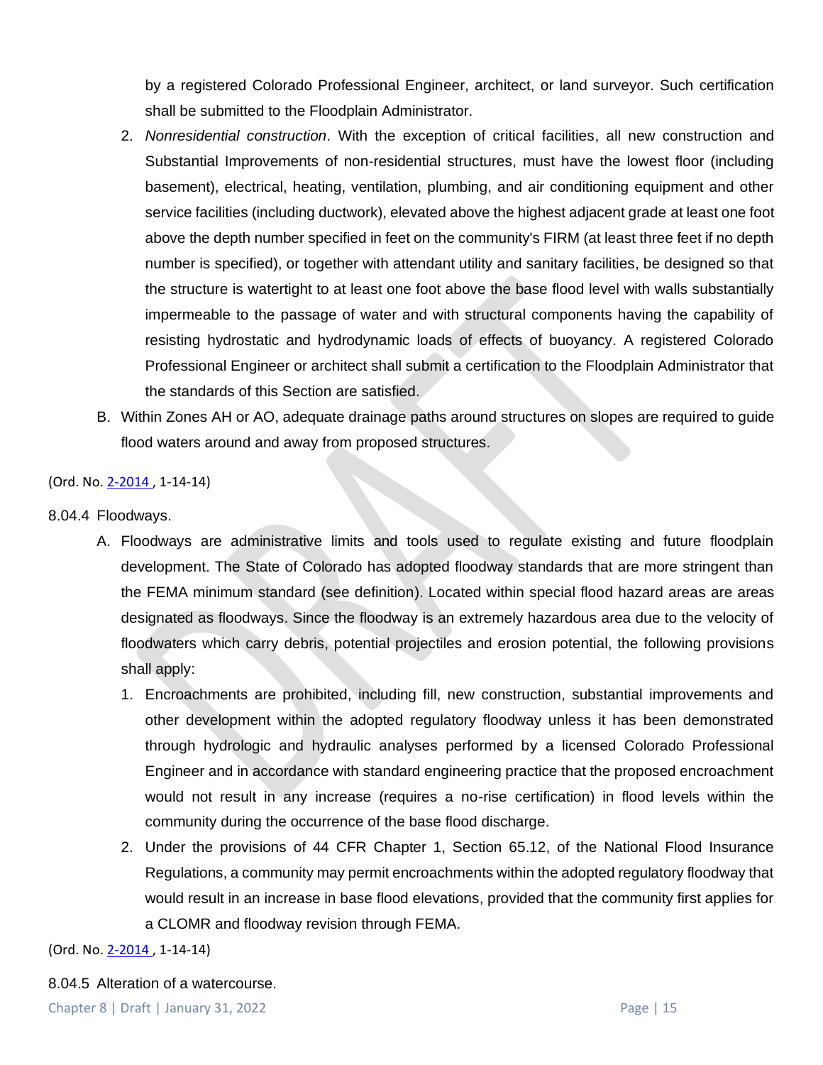by a registered Colorado Professional Engineer, architect, or land surveyor. Such certification shall be submitted to the Floodplain Administrator.

2. *Nonresidential construction*. With the exception of critical facilities, all new construction and Substantial Improvements of non-residential structures, must have the lowest floor (including basement), electrical, heating, ventilation, plumbing, and air conditioning equipment and other service facilities (including ductwork), elevated above the highest adjacent grade at least one foot above the depth number specified in feet on the community's FIRM (at least three feet if no depth number is specified), or together with attendant utility and sanitary facilities, be designed so that the structure is watertight to at least one foot above the base flood level with walls substantially impermeable to the passage of water and with structural components having the capability of resisting hydrostatic and hydrodynamic loads of effects of buoyancy. A registered Colorado Professional Engineer or architect shall submit a certification to the Floodplain Administrator that the standards of this Section are satisfied.

B. Within Zones AH or AO, adequate drainage paths around structures on slopes are required to guide flood waters around and away from proposed structures.

(Ord. No. 2-2014 , 1-14-14)

8.04.4 Floodways.

A. Floodways are administrative limits and tools used to regulate existing and future floodplain development. The State of Colorado has adopted floodway standards that are more stringent than the FEMA minimum standard (see definition). Located within special flood hazard areas are areas designated as floodways. Since the floodway is an extremely hazardous area due to the velocity of floodwaters which carry debris, potential projectiles and erosion potential, the following provisions shall apply:

1. Encroachments are prohibited, including fill, new construction, substantial improvements and other development within the adopted regulatory floodway unless it has been demonstrated through hydrologic and hydraulic analyses performed by a licensed Colorado Professional Engineer and in accordance with standard engineering practice that the proposed encroachment would not result in any increase (requires a no-rise certification) in flood levels within the community during the occurrence of the base flood discharge.

2. Under the provisions of 44 CFR Chapter 1, Section 65.12, of the National Flood Insurance Regulations, a community may permit encroachments within the adopted regulatory floodway that would result in an increase in base flood elevations, provided that the community first applies for a CLOMR and floodway revision through FEMA.

(Ord. No. 2-2014 , 1-14-14)

8.04.5 Alteration of a watercourse.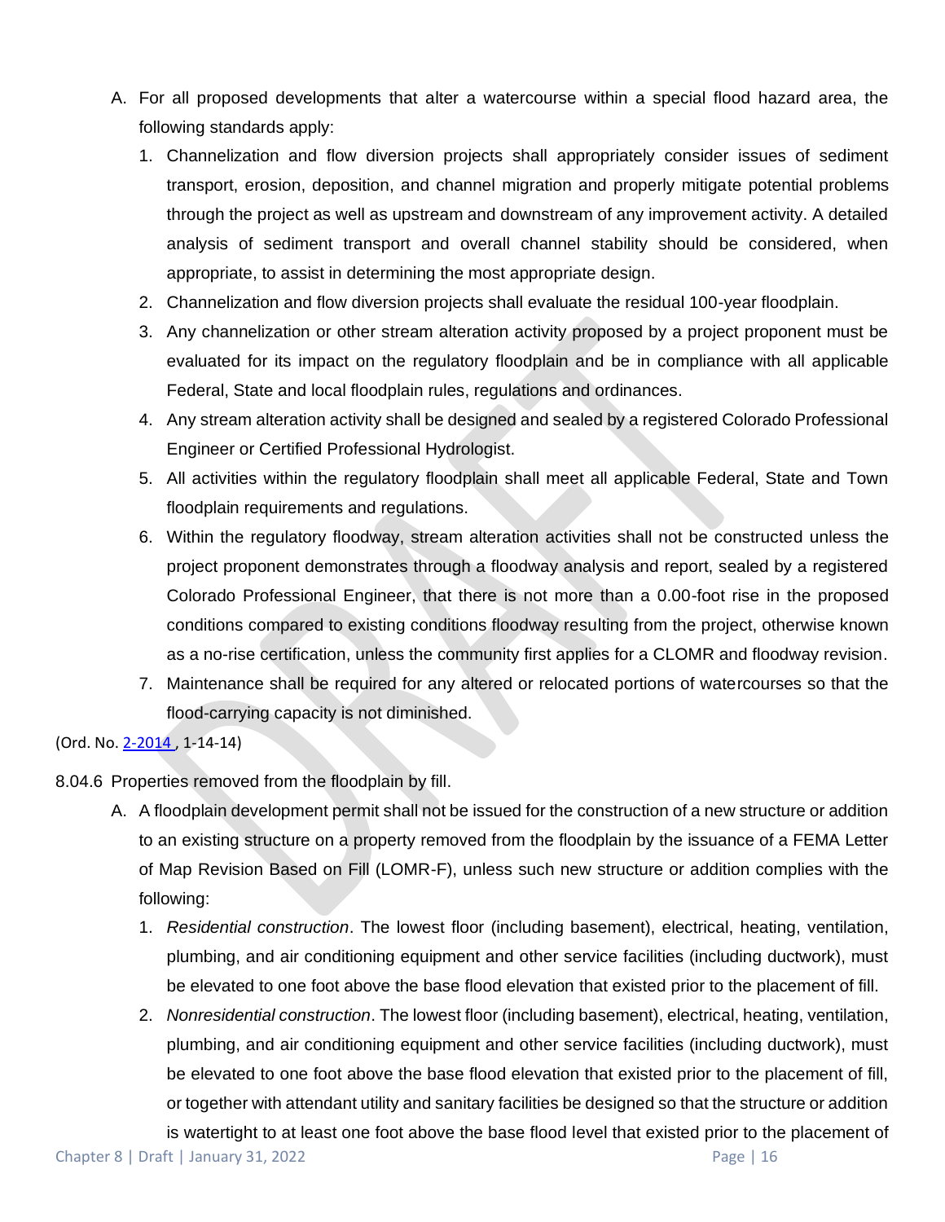A. For all proposed developments that alter a watercourse within a special flood hazard area, the following standards apply:

1. Channelization and flow diversion projects shall appropriately consider issues of sediment transport, erosion, deposition, and channel migration and properly mitigate potential problems through the project as well as upstream and downstream of any improvement activity. A detailed analysis of sediment transport and overall channel stability should be considered, when appropriate, to assist in determining the most appropriate design.
2. Channelization and flow diversion projects shall evaluate the residual 100-year floodplain.
3. Any channelization or other stream alteration activity proposed by a project proponent must be evaluated for its impact on the regulatory floodplain and be in compliance with all applicable Federal, State and local floodplain rules, regulations and ordinances.
4. Any stream alteration activity shall be designed and sealed by a registered Colorado Professional Engineer or Certified Professional Hydrologist.
5. All activities within the regulatory floodplain shall meet all applicable Federal, State and Town floodplain requirements and regulations.
6. Within the regulatory floodway, stream alteration activities shall not be constructed unless the project proponent demonstrates through a floodway analysis and report, sealed by a registered Colorado Professional Engineer, that there is not more than a 0.00-foot rise in the proposed conditions compared to existing conditions floodway resulting from the project, otherwise known as a no-rise certification, unless the community first applies for a CLOMR and floodway revision.
7. Maintenance shall be required for any altered or relocated portions of watercourses so that the flood-carrying capacity is not diminished.

(Ord. No. 2-2014 , 1-14-14)

8.04.6 Properties removed from the floodplain by fill.

A. A floodplain development permit shall not be issued for the construction of a new structure or addition to an existing structure on a property removed from the floodplain by the issuance of a FEMA Letter of Map Revision Based on Fill (LOMR-F), unless such new structure or addition complies with the following:

1. *Residential construction*. The lowest floor (including basement), electrical, heating, ventilation, plumbing, and air conditioning equipment and other service facilities (including ductwork), must be elevated to one foot above the base flood elevation that existed prior to the placement of fill.
2. *Nonresidential construction*. The lowest floor (including basement), electrical, heating, ventilation, plumbing, and air conditioning equipment and other service facilities (including ductwork), must be elevated to one foot above the base flood elevation that existed prior to the placement of fill, or together with attendant utility and sanitary facilities be designed so that the structure or addition is watertight to at least one foot above the base flood level that existed prior to the placement of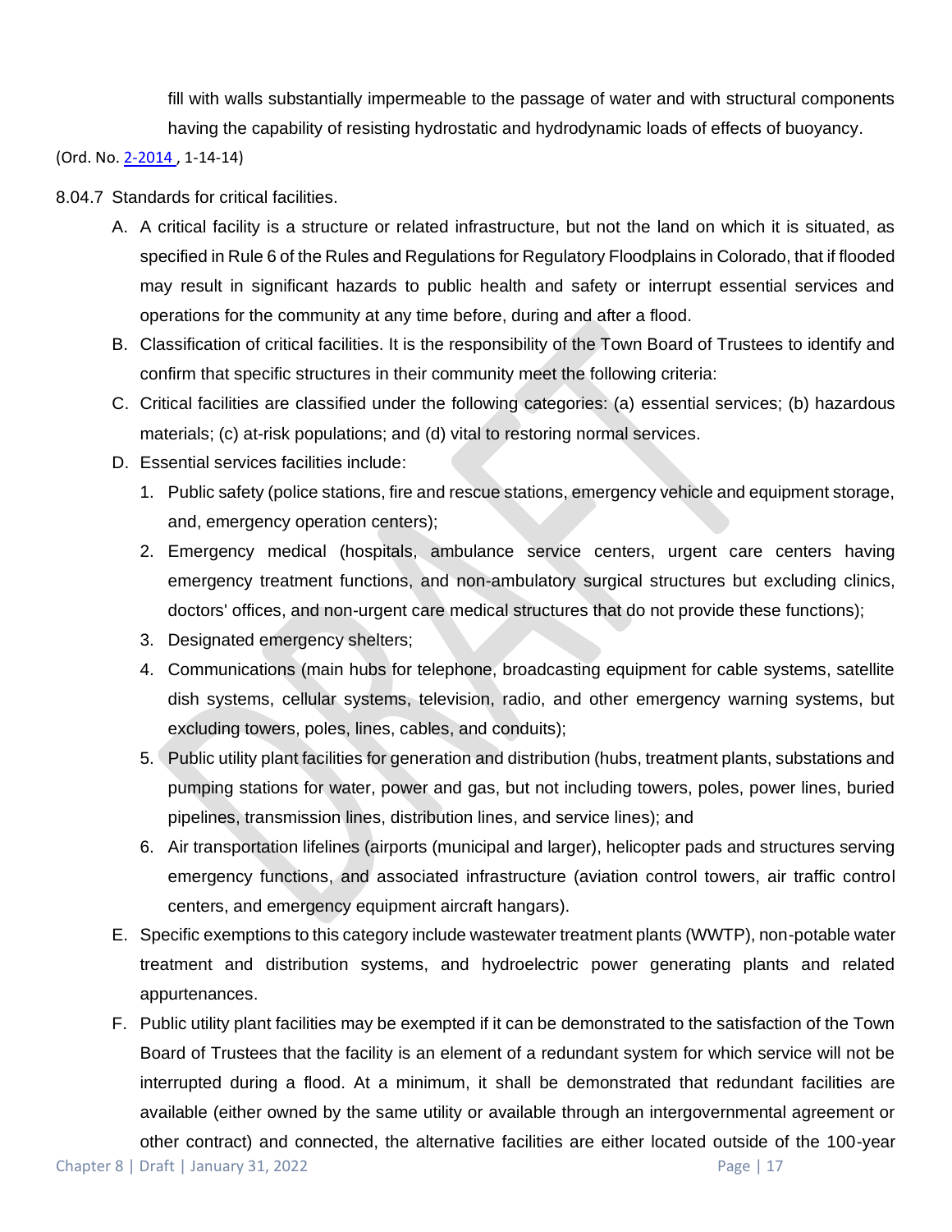fill with walls substantially impermeable to the passage of water and with structural components having the capability of resisting hydrostatic and hydrodynamic loads of effects of buoyancy.

(Ord. No. 2-2014 , 1-14-14)

8.04.7 Standards for critical facilities.

A. A critical facility is a structure or related infrastructure, but not the land on which it is situated, as specified in Rule 6 of the Rules and Regulations for Regulatory Floodplains in Colorado, that if flooded may result in significant hazards to public health and safety or interrupt essential services and operations for the community at any time before, during and after a flood.

B. Classification of critical facilities. It is the responsibility of the Town Board of Trustees to identify and confirm that specific structures in their community meet the following criteria:

C. Critical facilities are classified under the following categories: (a) essential services; (b) hazardous materials; (c) at-risk populations; and (d) vital to restoring normal services.

D. Essential services facilities include:

1. Public safety (police stations, fire and rescue stations, emergency vehicle and equipment storage, and, emergency operation centers);
2. Emergency medical (hospitals, ambulance service centers, urgent care centers having emergency treatment functions, and non-ambulatory surgical structures but excluding clinics, doctors' offices, and non-urgent care medical structures that do not provide these functions);
3. Designated emergency shelters;
4. Communications (main hubs for telephone, broadcasting equipment for cable systems, satellite dish systems, cellular systems, television, radio, and other emergency warning systems, but excluding towers, poles, lines, cables, and conduits);
5. Public utility plant facilities for generation and distribution (hubs, treatment plants, substations and pumping stations for water, power and gas, but not including towers, poles, power lines, buried pipelines, transmission lines, distribution lines, and service lines); and
6. Air transportation lifelines (airports (municipal and larger), helicopter pads and structures serving emergency functions, and associated infrastructure (aviation control towers, air traffic control centers, and emergency equipment aircraft hangars).

E. Specific exemptions to this category include wastewater treatment plants (WWTP), non-potable water treatment and distribution systems, and hydroelectric power generating plants and related appurtenances.

F. Public utility plant facilities may be exempted if it can be demonstrated to the satisfaction of the Town Board of Trustees that the facility is an element of a redundant system for which service will not be interrupted during a flood. At a minimum, it shall be demonstrated that redundant facilities are available (either owned by the same utility or available through an intergovernmental agreement or other contract) and connected, the alternative facilities are either located outside of the 100-year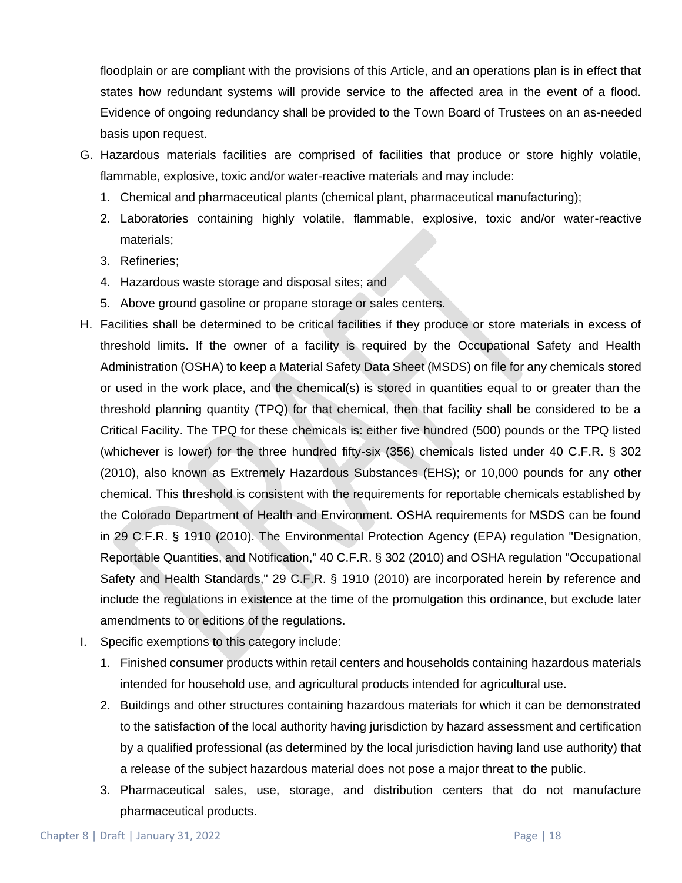floodplain or are compliant with the provisions of this Article, and an operations plan is in effect that states how redundant systems will provide service to the affected area in the event of a flood. Evidence of ongoing redundancy shall be provided to the Town Board of Trustees on an as-needed basis upon request.

G. Hazardous materials facilities are comprised of facilities that produce or store highly volatile, flammable, explosive, toxic and/or water-reactive materials and may include:
   1. Chemical and pharmaceutical plants (chemical plant, pharmaceutical manufacturing);
   2. Laboratories containing highly volatile, flammable, explosive, toxic and/or water-reactive materials;
   3. Refineries;
   4. Hazardous waste storage and disposal sites; and
   5. Above ground gasoline or propane storage or sales centers.

H. Facilities shall be determined to be critical facilities if they produce or store materials in excess of threshold limits. If the owner of a facility is required by the Occupational Safety and Health Administration (OSHA) to keep a Material Safety Data Sheet (MSDS) on file for any chemicals stored or used in the work place, and the chemical(s) is stored in quantities equal to or greater than the threshold planning quantity (TPQ) for that chemical, then that facility shall be considered to be a Critical Facility. The TPQ for these chemicals is: either five hundred (500) pounds or the TPQ listed (whichever is lower) for the three hundred fifty-six (356) chemicals listed under 40 C.F.R. § 302 (2010), also known as Extremely Hazardous Substances (EHS); or 10,000 pounds for any other chemical. This threshold is consistent with the requirements for reportable chemicals established by the Colorado Department of Health and Environment. OSHA requirements for MSDS can be found in 29 C.F.R. § 1910 (2010). The Environmental Protection Agency (EPA) regulation "Designation, Reportable Quantities, and Notification," 40 C.F.R. § 302 (2010) and OSHA regulation "Occupational Safety and Health Standards," 29 C.F.R. § 1910 (2010) are incorporated herein by reference and include the regulations in existence at the time of the promulgation this ordinance, but exclude later amendments to or editions of the regulations.

I. Specific exemptions to this category include:
   1. Finished consumer products within retail centers and households containing hazardous materials intended for household use, and agricultural products intended for agricultural use.
   2. Buildings and other structures containing hazardous materials for which it can be demonstrated to the satisfaction of the local authority having jurisdiction by hazard assessment and certification by a qualified professional (as determined by the local jurisdiction having land use authority) that a release of the subject hazardous material does not pose a major threat to the public.
   3. Pharmaceutical sales, use, storage, and distribution centers that do not manufacture pharmaceutical products.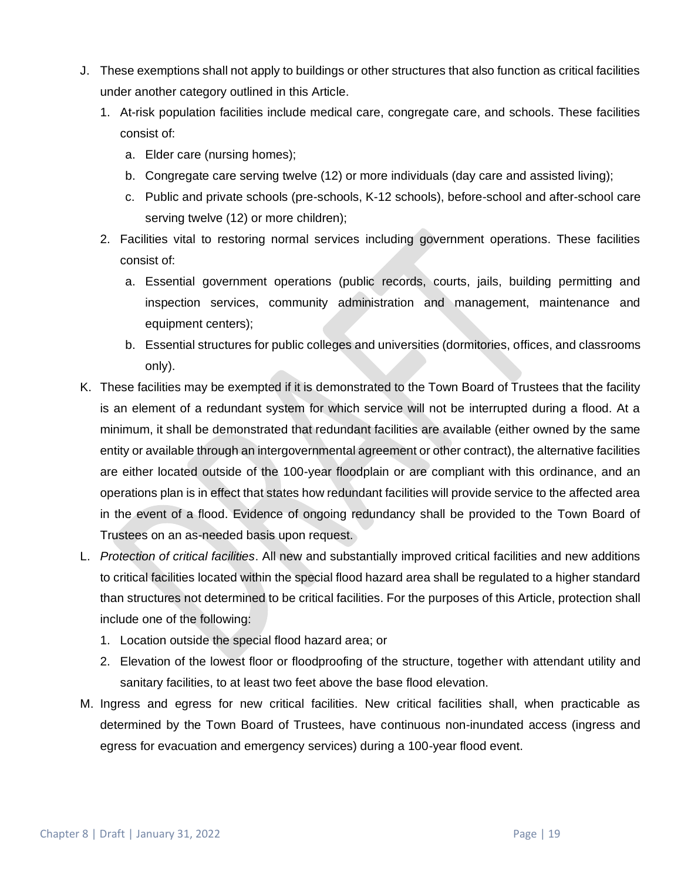J. These exemptions shall not apply to buildings or other structures that also function as critical facilities under another category outlined in this Article.
   1. At-risk population facilities include medical care, congregate care, and schools. These facilities consist of:
      a. Elder care (nursing homes);
      b. Congregate care serving twelve (12) or more individuals (day care and assisted living);
      c. Public and private schools (pre-schools, K-12 schools), before-school and after-school care serving twelve (12) or more children);
   2. Facilities vital to restoring normal services including government operations. These facilities consist of:
      a. Essential government operations (public records, courts, jails, building permitting and inspection services, community administration and management, maintenance and equipment centers);
      b. Essential structures for public colleges and universities (dormitories, offices, and classrooms only).

K. These facilities may be exempted if it is demonstrated to the Town Board of Trustees that the facility is an element of a redundant system for which service will not be interrupted during a flood. At a minimum, it shall be demonstrated that redundant facilities are available (either owned by the same entity or available through an intergovernmental agreement or other contract), the alternative facilities are either located outside of the 100-year floodplain or are compliant with this ordinance, and an operations plan is in effect that states how redundant facilities will provide service to the affected area in the event of a flood. Evidence of ongoing redundancy shall be provided to the Town Board of Trustees on an as-needed basis upon request.

L. *Protection of critical facilities*. All new and substantially improved critical facilities and new additions to critical facilities located within the special flood hazard area shall be regulated to a higher standard than structures not determined to be critical facilities. For the purposes of this Article, protection shall include one of the following:
   1. Location outside the special flood hazard area; or
   2. Elevation of the lowest floor or floodproofing of the structure, together with attendant utility and sanitary facilities, to at least two feet above the base flood elevation.

M. Ingress and egress for new critical facilities. New critical facilities shall, when practicable as determined by the Town Board of Trustees, have continuous non-inundated access (ingress and egress for evacuation and emergency services) during a 100-year flood event.